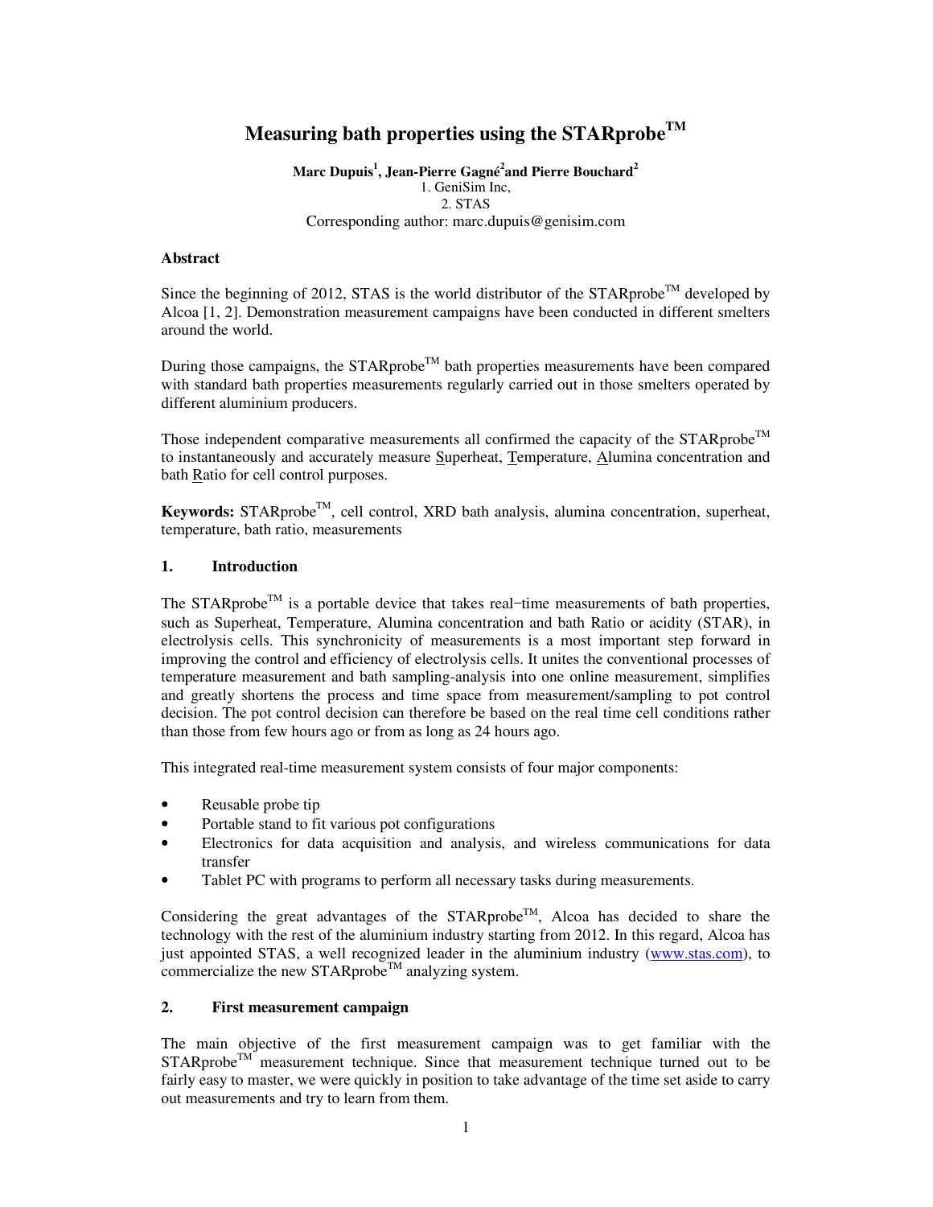# Measuring bath properties using the STARprobe$^{TM}$

**Marc Dupuis[1], Jean-Pierre Gagné[2] and Pierre Bouchard[2]**

1. GeniSim Inc,
2. STAS

Corresponding author: marc.dupuis@genisim.com

### Abstract

Since the beginning of 2012, STAS is the world distributor of the STARprobe$^{TM}$ developed by Alcoa [1, 2]. Demonstration measurement campaigns have been conducted in different smelters around the world.

During those campaigns, the STARprobe$^{TM}$ bath properties measurements have been compared with standard bath properties measurements regularly carried out in those smelters operated by different aluminium producers.

Those independent comparative measurements all confirmed the capacity of the STARprobe$^{TM}$ to instantaneously and accurately measure Superheat, Temperature, Alumina concentration and bath Ratio for cell control purposes.

**Keywords:** STARprobe$^{TM}$, cell control, XRD bath analysis, alumina concentration, superheat, temperature, bath ratio, measurements

## 1. Introduction

The STARprobe$^{TM}$ is a portable device that takes real−time measurements of bath properties, such as Superheat, Temperature, Alumina concentration and bath Ratio or acidity (STAR), in electrolysis cells. This synchronicity of measurements is a most important step forward in improving the control and efficiency of electrolysis cells. It unites the conventional processes of temperature measurement and bath sampling-analysis into one online measurement, simplifies and greatly shortens the process and time space from measurement/sampling to pot control decision. The pot control decision can therefore be based on the real time cell conditions rather than those from few hours ago or from as long as 24 hours ago.

This integrated real-time measurement system consists of four major components:

- Reusable probe tip
- Portable stand to fit various pot configurations
- Electronics for data acquisition and analysis, and wireless communications for data transfer
- Tablet PC with programs to perform all necessary tasks during measurements.

Considering the great advantages of the STARprobe$^{TM}$, Alcoa has decided to share the technology with the rest of the aluminium industry starting from 2012. In this regard, Alcoa has just appointed STAS, a well recognized leader in the aluminium industry (www.stas.com), to commercialize the new STARprobe$^{TM}$ analyzing system.

## 2. First measurement campaign

The main objective of the first measurement campaign was to get familiar with the STARprobe$^{TM}$ measurement technique. Since that measurement technique turned out to be fairly easy to master, we were quickly in position to take advantage of the time set aside to carry out measurements and try to learn from them.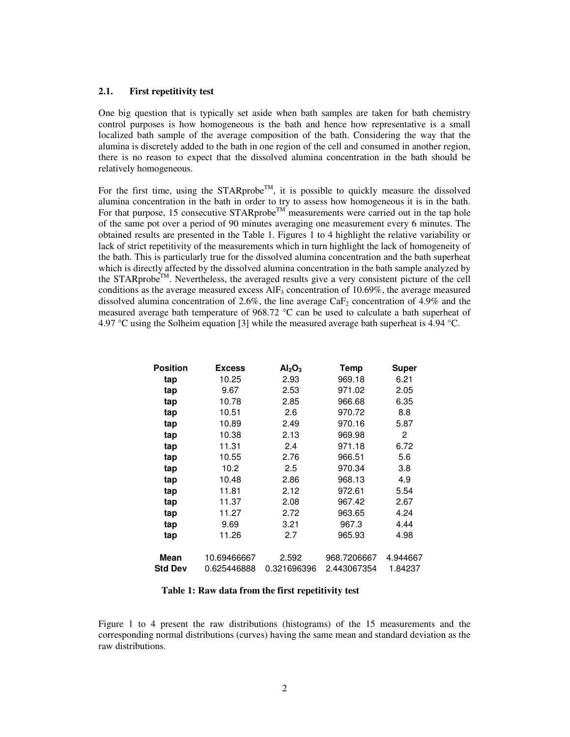### 2.1. First repetitivity test

One big question that is typically set aside when bath samples are taken for bath chemistry control purposes is how homogeneous is the bath and hence how representative is a small localized bath sample of the average composition of the bath. Considering the way that the alumina is discretely added to the bath in one region of the cell and consumed in another region, there is no reason to expect that the dissolved alumina concentration in the bath should be relatively homogeneous.

For the first time, using the STARprobe$^{TM}$, it is possible to quickly measure the dissolved alumina concentration in the bath in order to try to assess how homogeneous it is in the bath. For that purpose, 15 consecutive STARprobe$^{TM}$ measurements were carried out in the tap hole of the same pot over a period of 90 minutes averaging one measurement every 6 minutes. The obtained results are presented in the Table 1. Figures 1 to 4 highlight the relative variability or lack of strict repetitivity of the measurements which in turn highlight the lack of homogeneity of the bath. This is particularly true for the dissolved alumina concentration and the bath superheat which is directly affected by the dissolved alumina concentration in the bath sample analyzed by the STARprobe$^{TM}$. Nevertheless, the averaged results give a very consistent picture of the cell conditions as the average measured excess $AlF_3$ concentration of 10.69%, the average measured dissolved alumina concentration of 2.6%, the line average $CaF_2$ concentration of 4.9% and the measured average bath temperature of 968.72 °C can be used to calculate a bath superheat of 4.97 °C using the Solheim equation [3] while the measured average bath superheat is 4.94 °C.

| Position | Excess | $Al_2O_3$ | Temp | Super |
|---|---|---|---|---|
| tap | 10.25 | 2.93 | 969.18 | 6.21 |
| tap | 9.67 | 2.53 | 971.02 | 2.05 |
| tap | 10.78 | 2.85 | 966.68 | 6.35 |
| tap | 10.51 | 2.6 | 970.72 | 8.8 |
| tap | 10.89 | 2.49 | 970.16 | 5.87 |
| tap | 10.38 | 2.13 | 969.98 | 2 |
| tap | 11.31 | 2.4 | 971.18 | 6.72 |
| tap | 10.55 | 2.76 | 966.51 | 5.6 |
| tap | 10.2 | 2.5 | 970.34 | 3.8 |
| tap | 10.48 | 2.86 | 968.13 | 4.9 |
| tap | 11.81 | 2.12 | 972.61 | 5.54 |
| tap | 11.37 | 2.08 | 967.42 | 2.67 |
| tap | 11.27 | 2.72 | 963.65 | 4.24 |
| tap | 9.69 | 3.21 | 967.3 | 4.44 |
| tap | 11.26 | 2.7 | 965.93 | 4.98 |
| **Mean** | 10.69466667 | 2.592 | 968.7206667 | 4.944667 |
| **Std Dev** | 0.625446888 | 0.321696396 | 2.443067354 | 1.84237 |

**Table 1: Raw data from the first repetitivity test**

Figure 1 to 4 present the raw distributions (histograms) of the 15 measurements and the corresponding normal distributions (curves) having the same mean and standard deviation as the raw distributions.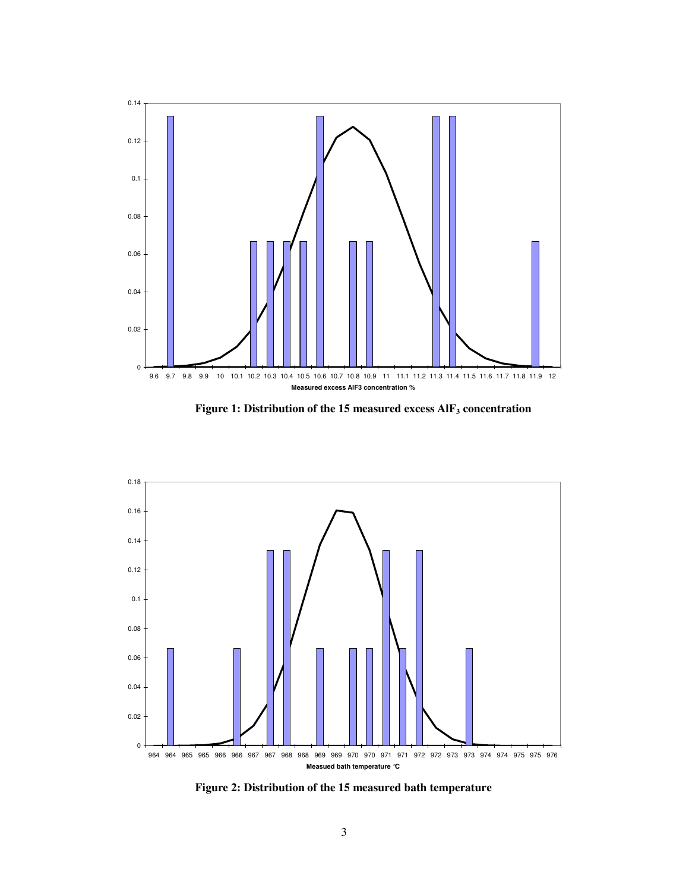**Figure 1: Distribution of the 15 measured excess $AlF_3$ concentration**

**Figure 2: Distribution of the 15 measured bath temperature**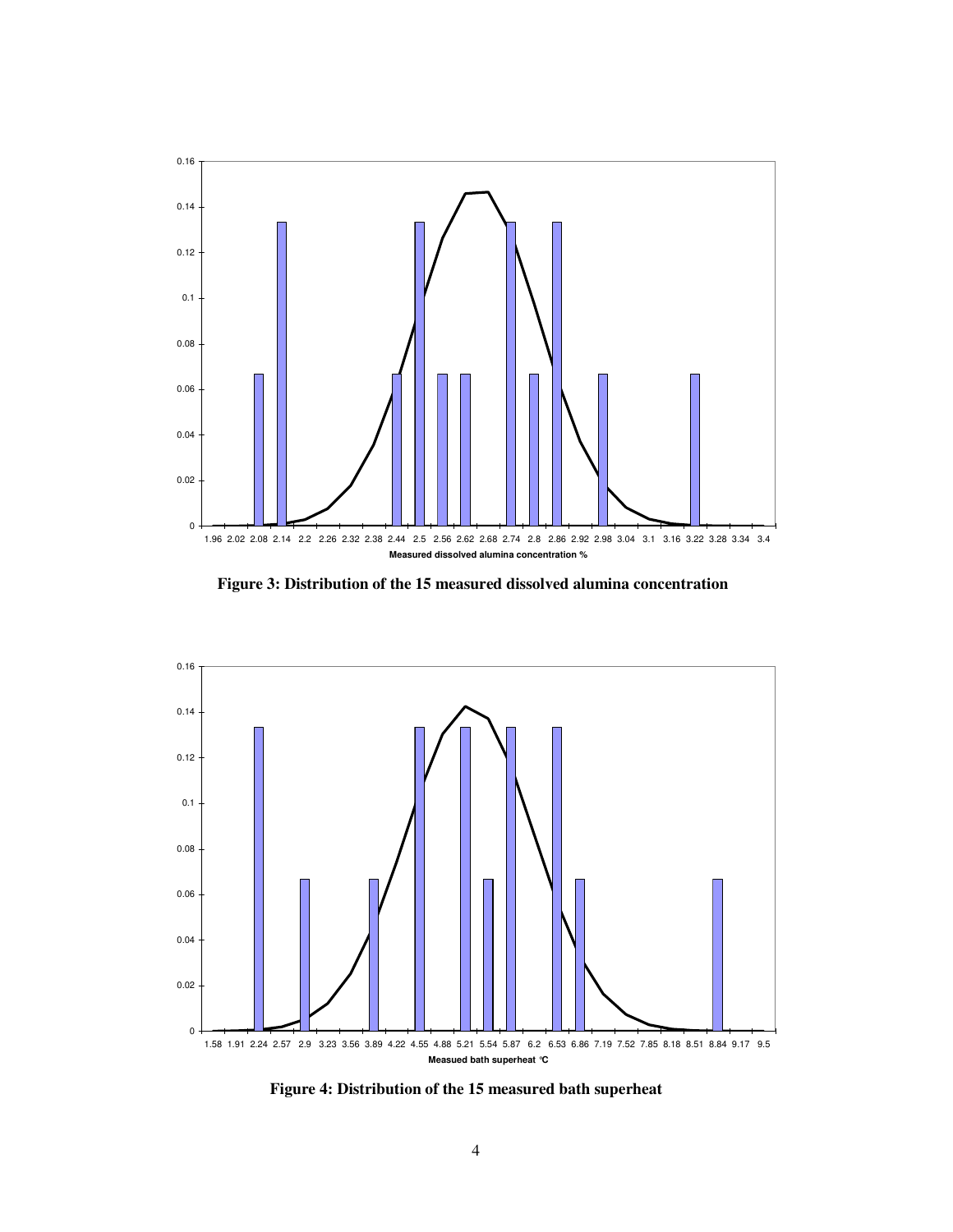**Figure 3: Distribution of the 15 measured dissolved alumina concentration**

**Figure 4: Distribution of the 15 measured bath superheat**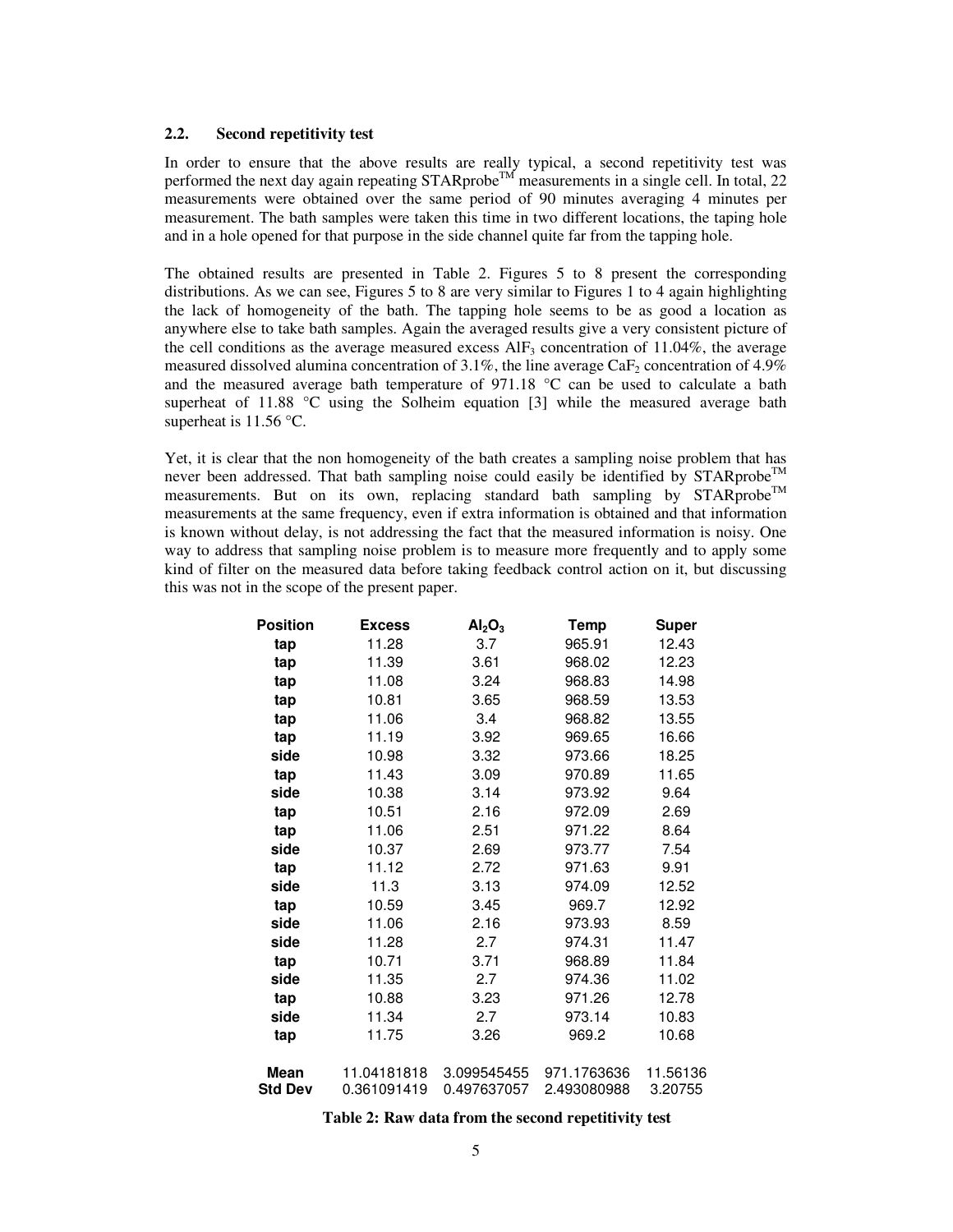### 2.2. Second repetitivity test

In order to ensure that the above results are really typical, a second repetitivity test was performed the next day again repeating STARprobe™ measurements in a single cell. In total, 22 measurements were obtained over the same period of 90 minutes averaging 4 minutes per measurement. The bath samples were taken this time in two different locations, the taping hole and in a hole opened for that purpose in the side channel quite far from the tapping hole.

The obtained results are presented in Table 2. Figures 5 to 8 present the corresponding distributions. As we can see, Figures 5 to 8 are very similar to Figures 1 to 4 again highlighting the lack of homogeneity of the bath. The tapping hole seems to be as good a location as anywhere else to take bath samples. Again the averaged results give a very consistent picture of the cell conditions as the average measured excess $AlF_3$ concentration of 11.04%, the average measured dissolved alumina concentration of 3.1%, the line average $CaF_2$ concentration of 4.9% and the measured average bath temperature of 971.18 °C can be used to calculate a bath superheat of 11.88 °C using the Solheim equation [3] while the measured average bath superheat is 11.56 °C.

Yet, it is clear that the non homogeneity of the bath creates a sampling noise problem that has never been addressed. That bath sampling noise could easily be identified by STARprobe™ measurements. But on its own, replacing standard bath sampling by STARprobe™ measurements at the same frequency, even if extra information is obtained and that information is known without delay, is not addressing the fact that the measured information is noisy. One way to address that sampling noise problem is to measure more frequently and to apply some kind of filter on the measured data before taking feedback control action on it, but discussing this was not in the scope of the present paper.

| Position | Excess | $Al_2O_3$ | Temp | Super |
|---|---|---|---|---|
| tap | 11.28 | 3.7 | 965.91 | 12.43 |
| tap | 11.39 | 3.61 | 968.02 | 12.23 |
| tap | 11.08 | 3.24 | 968.83 | 14.98 |
| tap | 10.81 | 3.65 | 968.59 | 13.53 |
| tap | 11.06 | 3.4 | 968.82 | 13.55 |
| tap | 11.19 | 3.92 | 969.65 | 16.66 |
| side | 10.98 | 3.32 | 973.66 | 18.25 |
| tap | 11.43 | 3.09 | 970.89 | 11.65 |
| side | 10.38 | 3.14 | 973.92 | 9.64 |
| tap | 10.51 | 2.16 | 972.09 | 2.69 |
| tap | 11.06 | 2.51 | 971.22 | 8.64 |
| side | 10.37 | 2.69 | 973.77 | 7.54 |
| tap | 11.12 | 2.72 | 971.63 | 9.91 |
| side | 11.3 | 3.13 | 974.09 | 12.52 |
| tap | 10.59 | 3.45 | 969.7 | 12.92 |
| side | 11.06 | 2.16 | 973.93 | 8.59 |
| side | 11.28 | 2.7 | 974.31 | 11.47 |
| tap | 10.71 | 3.71 | 968.89 | 11.84 |
| side | 11.35 | 2.7 | 974.36 | 11.02 |
| tap | 10.88 | 3.23 | 971.26 | 12.78 |
| side | 11.34 | 2.7 | 973.14 | 10.83 |
| tap | 11.75 | 3.26 | 969.2 | 10.68 |
| **Mean** | 11.04181818 | 3.099545455 | 971.1763636 | 11.56136 |
| **Std Dev** | 0.361091419 | 0.497637057 | 2.493080988 | 3.20755 |

**Table 2: Raw data from the second repetitivity test**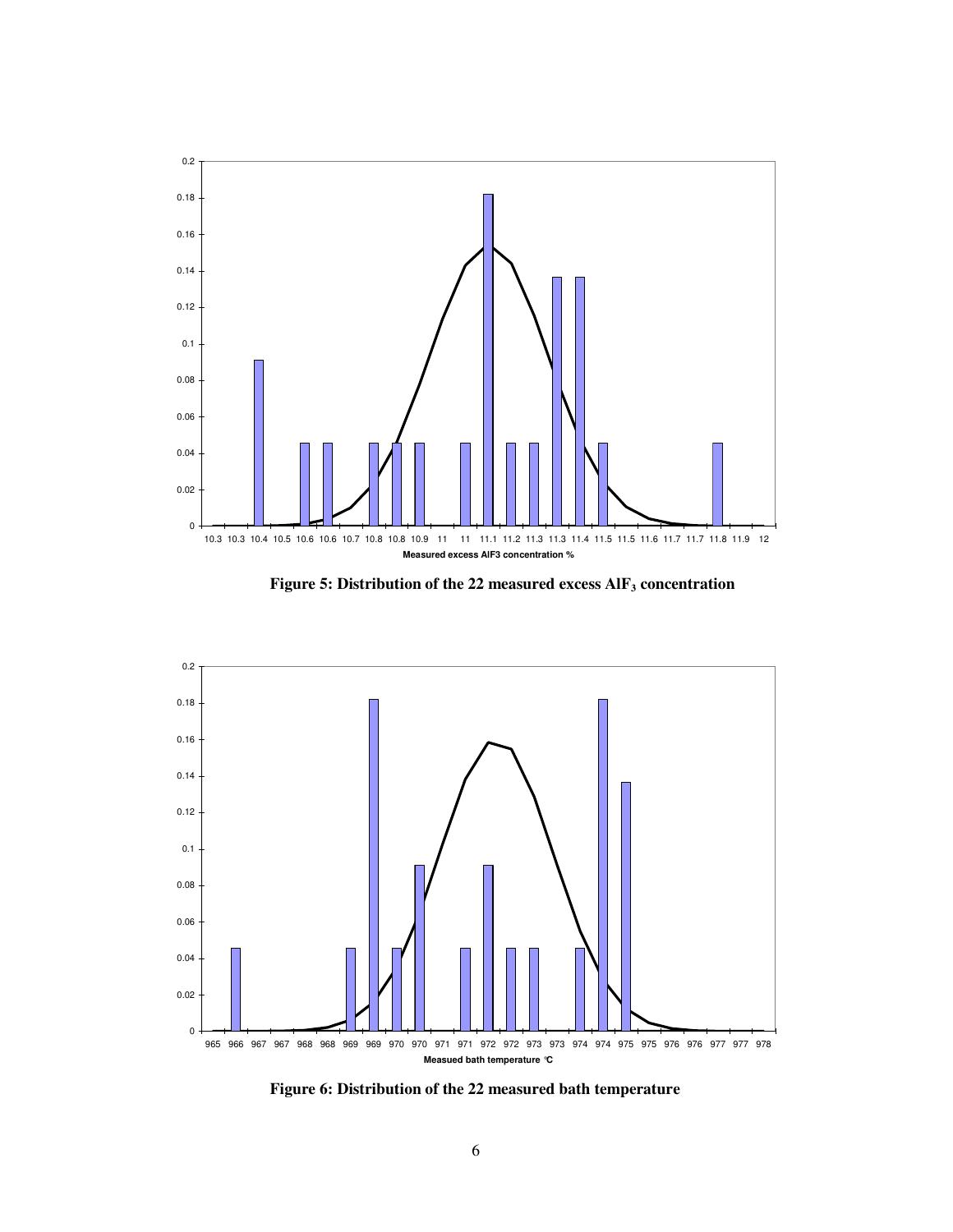Figure 5: Distribution of the 22 measured excess $AlF_3$ concentration

Figure 6: Distribution of the 22 measured bath temperature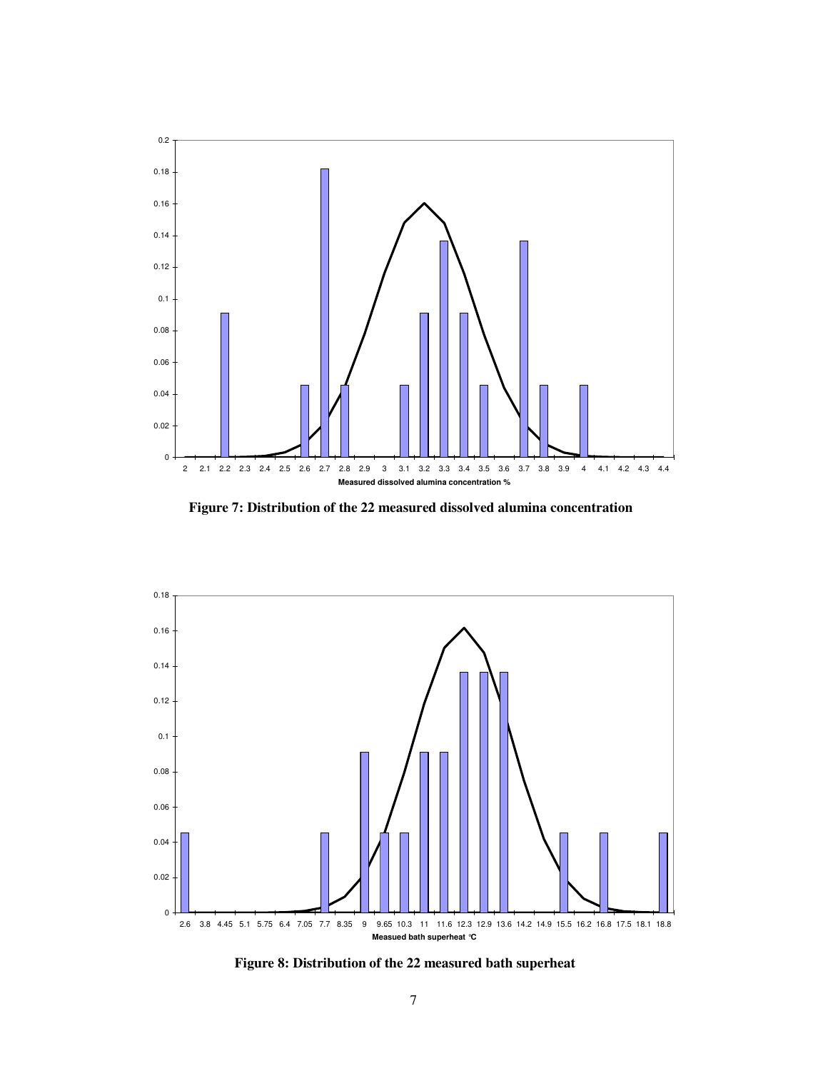**Figure 7: Distribution of the 22 measured dissolved alumina concentration**

**Figure 8: Distribution of the 22 measured bath superheat**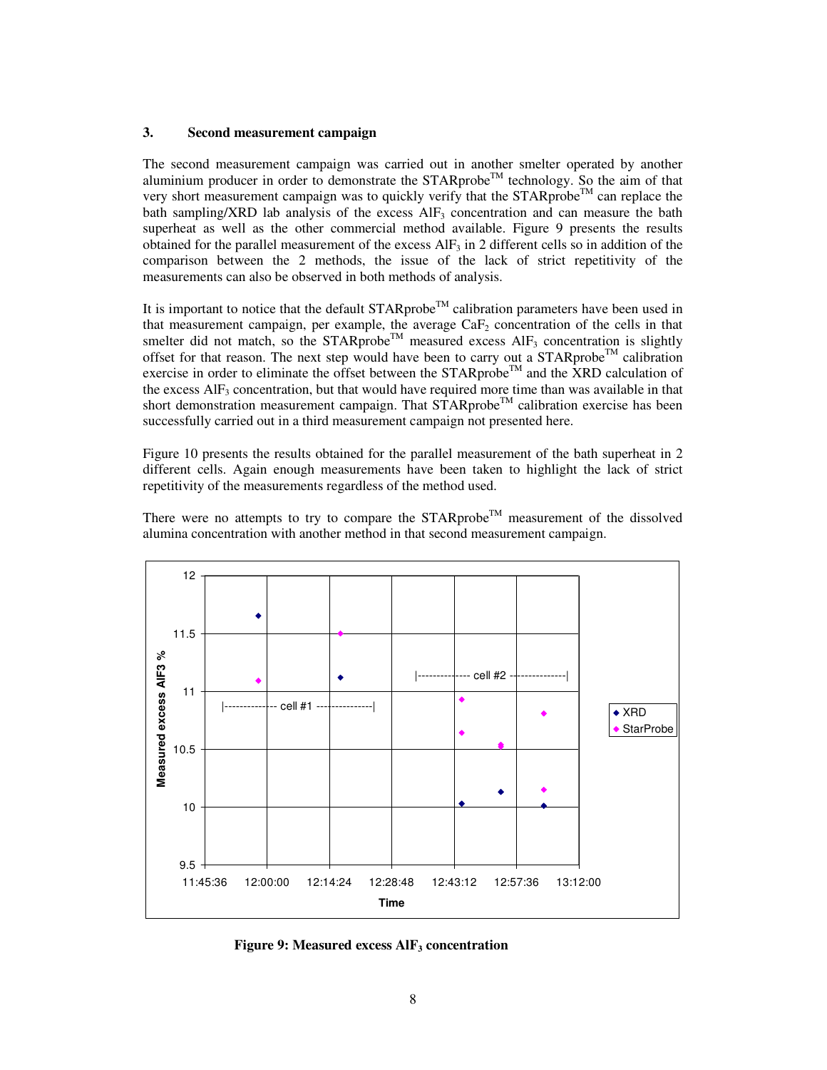## 3. Second measurement campaign

The second measurement campaign was carried out in another smelter operated by another aluminium producer in order to demonstrate the STARprobe™ technology. So the aim of that very short measurement campaign was to quickly verify that the STARprobe™ can replace the bath sampling/XRD lab analysis of the excess $AlF_3$ concentration and can measure the bath superheat as well as the other commercial method available. Figure 9 presents the results obtained for the parallel measurement of the excess $AlF_3$ in 2 different cells so in addition of the comparison between the 2 methods, the issue of the lack of strict repetitivity of the measurements can also be observed in both methods of analysis.

It is important to notice that the default STARprobe™ calibration parameters have been used in that measurement campaign, per example, the average $CaF_2$ concentration of the cells in that smelter did not match, so the STARprobe™ measured excess $AlF_3$ concentration is slightly offset for that reason. The next step would have been to carry out a STARprobe™ calibration exercise in order to eliminate the offset between the STARprobe™ and the XRD calculation of the excess $AlF_3$ concentration, but that would have required more time than was available in that short demonstration measurement campaign. That STARprobe™ calibration exercise has been successfully carried out in a third measurement campaign not presented here.

Figure 10 presents the results obtained for the parallel measurement of the bath superheat in 2 different cells. Again enough measurements have been taken to highlight the lack of strict repetitivity of the measurements regardless of the method used.

There were no attempts to try to compare the STARprobe™ measurement of the dissolved alumina concentration with another method in that second measurement campaign.

**Figure 9: Measured excess $AlF_3$ concentration**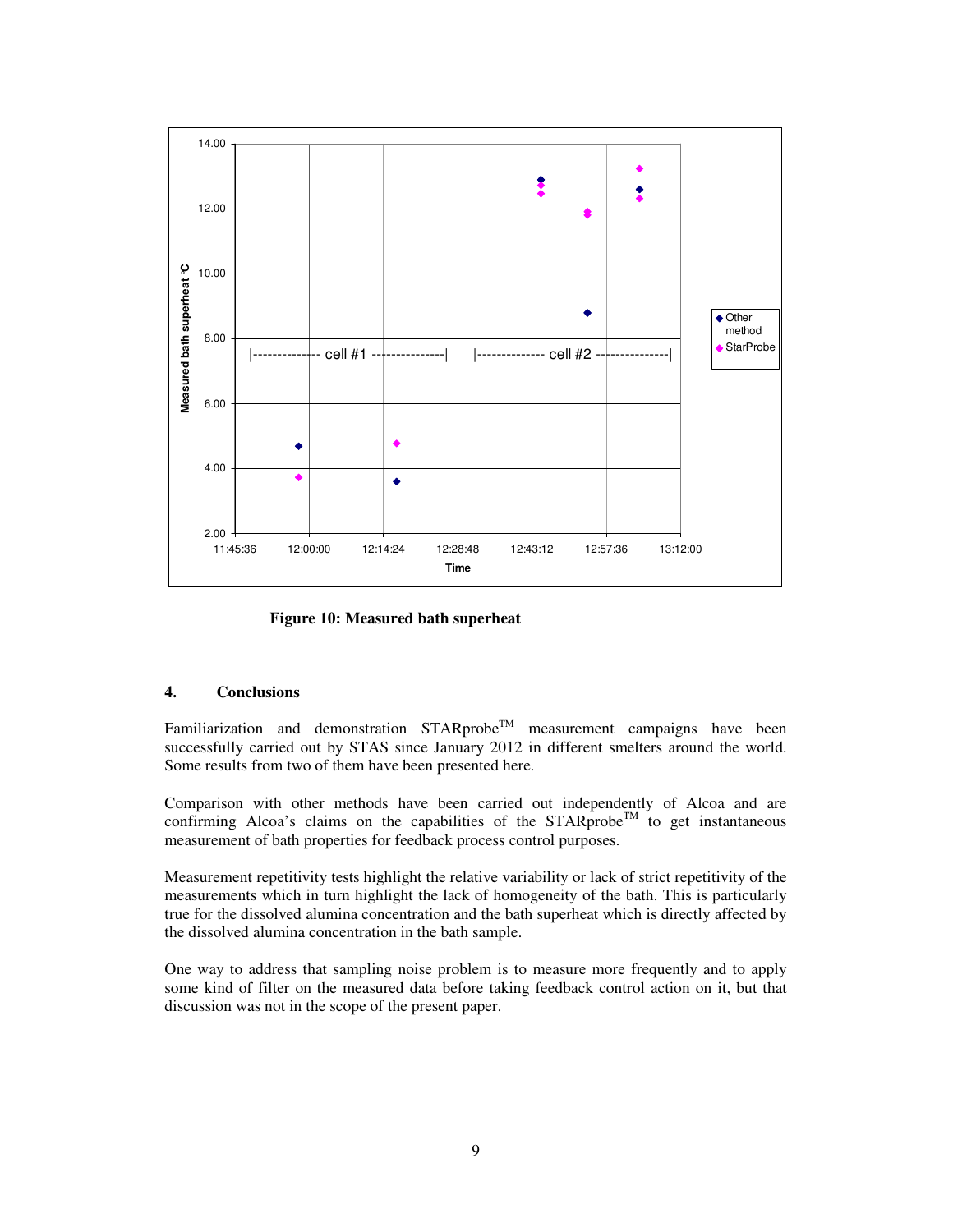Figure 10: Measured bath superheat

## 4. Conclusions

Familiarization and demonstration STARprobe™ measurement campaigns have been successfully carried out by STAS since January 2012 in different smelters around the world. Some results from two of them have been presented here.

Comparison with other methods have been carried out independently of Alcoa and are confirming Alcoa's claims on the capabilities of the STARprobe™ to get instantaneous measurement of bath properties for feedback process control purposes.

Measurement repetitivity tests highlight the relative variability or lack of strict repetitivity of the measurements which in turn highlight the lack of homogeneity of the bath. This is particularly true for the dissolved alumina concentration and the bath superheat which is directly affected by the dissolved alumina concentration in the bath sample.

One way to address that sampling noise problem is to measure more frequently and to apply some kind of filter on the measured data before taking feedback control action on it, but that discussion was not in the scope of the present paper.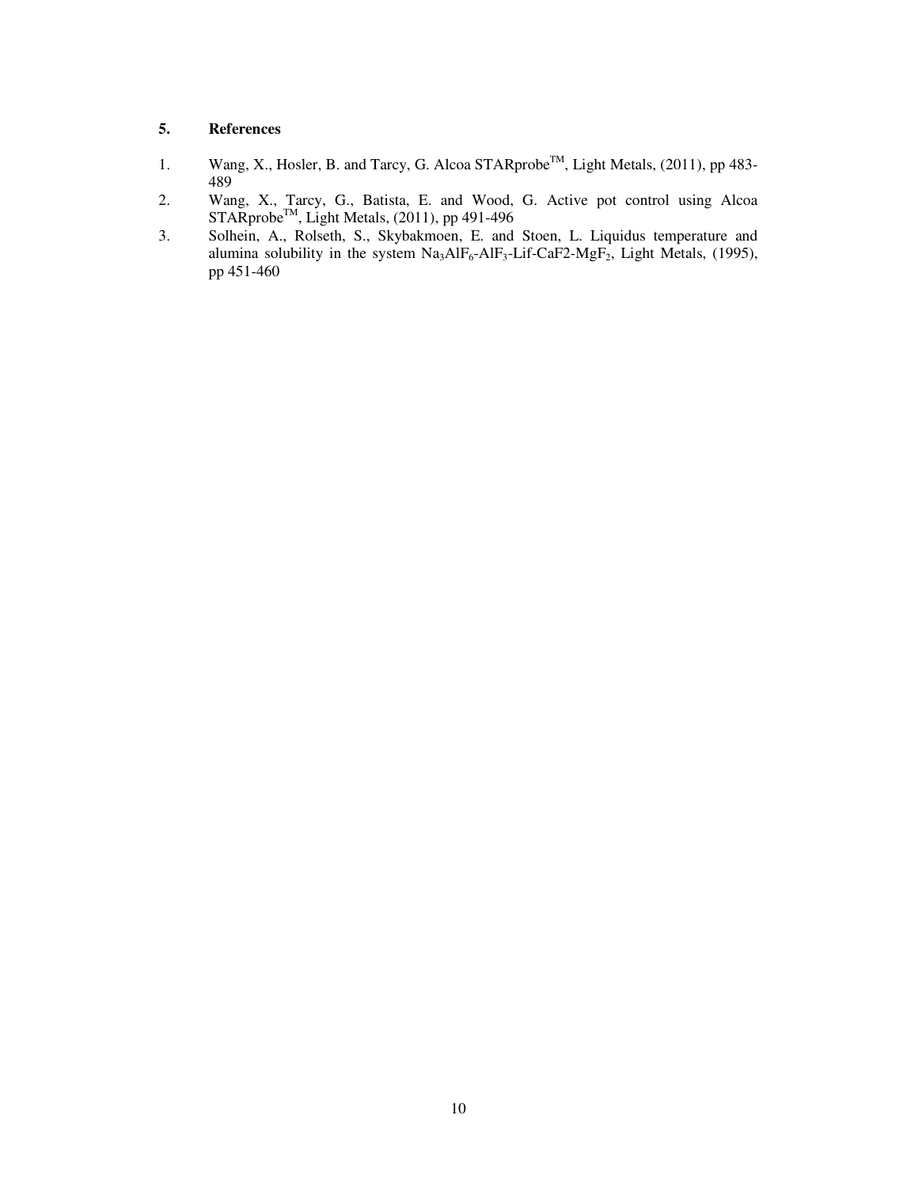## 5. References

1. Wang, X., Hosler, B. and Tarcy, G. Alcoa STARprobe$^{TM}$, Light Metals, (2011), pp 483-489
2. Wang, X., Tarcy, G., Batista, E. and Wood, G. Active pot control using Alcoa STARprobe$^{TM}$, Light Metals, (2011), pp 491-496
3. Solhein, A., Rolseth, S., Skybakmoen, E. and Stoen, L. Liquidus temperature and alumina solubility in the system $Na_3AlF_6$-$AlF_3$-Lif-CaF2-$MgF_2$, Light Metals, (1995), pp 451-460